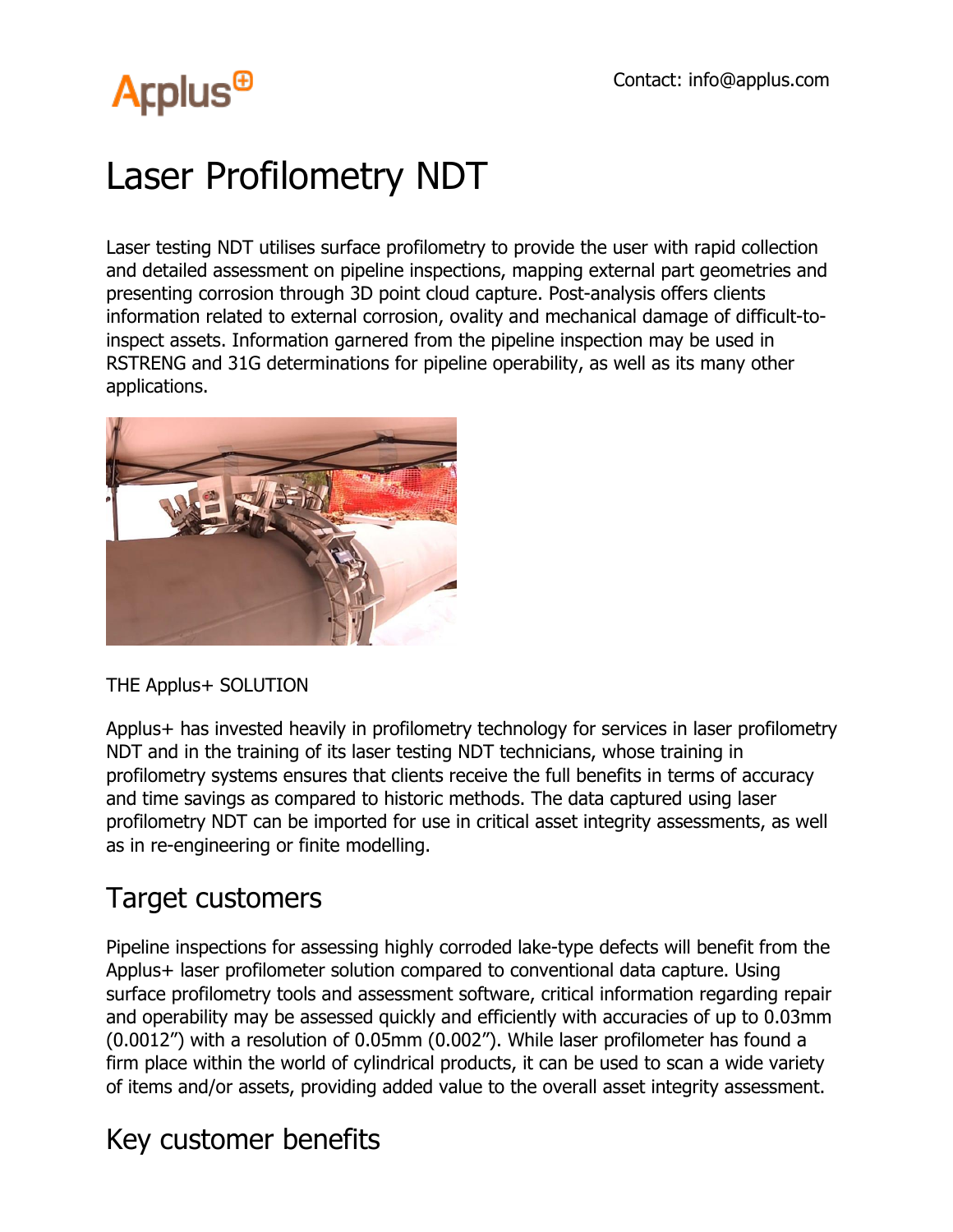Contact: info@applus.com

# Laser Profilometry NDT

Laser testing NDT utilises surface profilometry to provide the user with rapid collection and detailed assessment on pipeline inspections, mapping external part geometries and presenting corrosion through 3D point cloud capture. Post-analysis offers clients information related to external corrosion, ovality and mechanical damage of difficult-to-inspect assets. Information garnered from the pipeline inspection may be used in RSTRENG and 31G determinations for pipeline operability, as well as its many other applications.

THE Applus+ SOLUTION

Applus+ has invested heavily in profilometry technology for services in laser profilometry NDT and in the training of its laser testing NDT technicians, whose training in profilometry systems ensures that clients receive the full benefits in terms of accuracy and time savings as compared to historic methods. The data captured using laser profilometry NDT can be imported for use in critical asset integrity assessments, as well as in re-engineering or finite modelling.

## Target customers

Pipeline inspections for assessing highly corroded lake-type defects will benefit from the Applus+ laser profilometer solution compared to conventional data capture. Using surface profilometry tools and assessment software, critical information regarding repair and operability may be assessed quickly and efficiently with accuracies of up to 0.03mm (0.0012") with a resolution of 0.05mm (0.002"). While laser profilometer has found a firm place within the world of cylindrical products, it can be used to scan a wide variety of items and/or assets, providing added value to the overall asset integrity assessment.

## Key customer benefits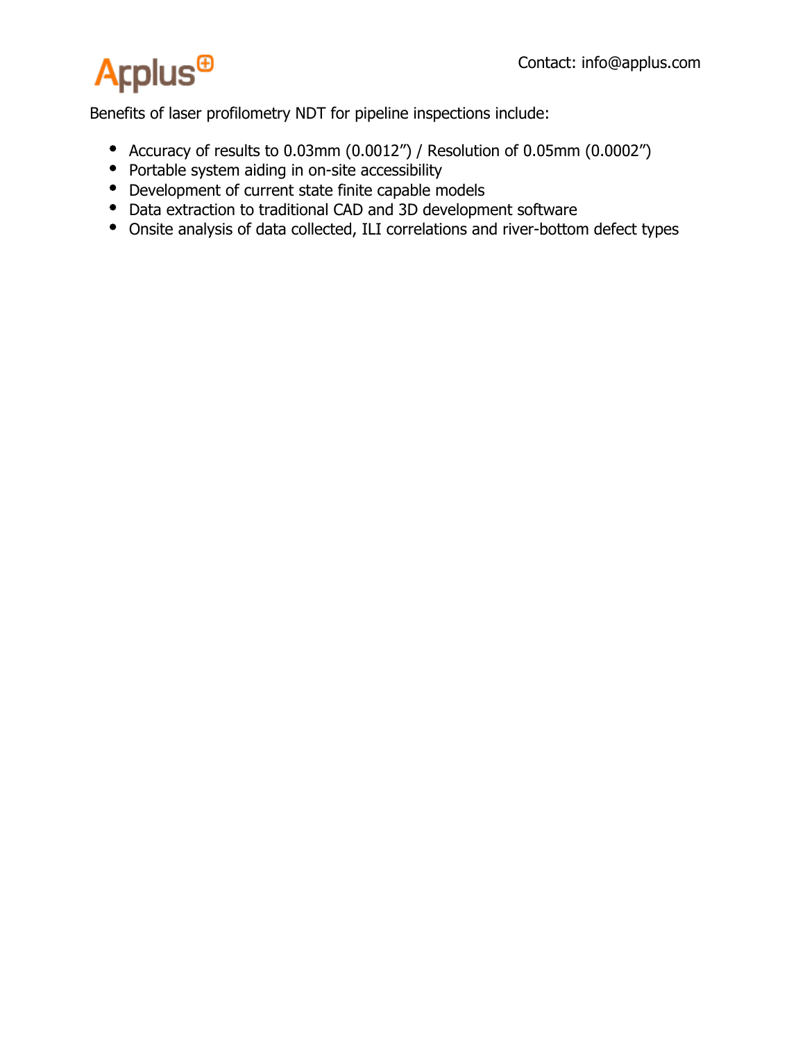Benefits of laser profilometry NDT for pipeline inspections include:

- Accuracy of results to 0.03mm (0.0012") / Resolution of 0.05mm (0.0002")
- Portable system aiding in on-site accessibility
- Development of current state finite capable models
- Data extraction to traditional CAD and 3D development software
- Onsite analysis of data collected, ILI correlations and river-bottom defect types